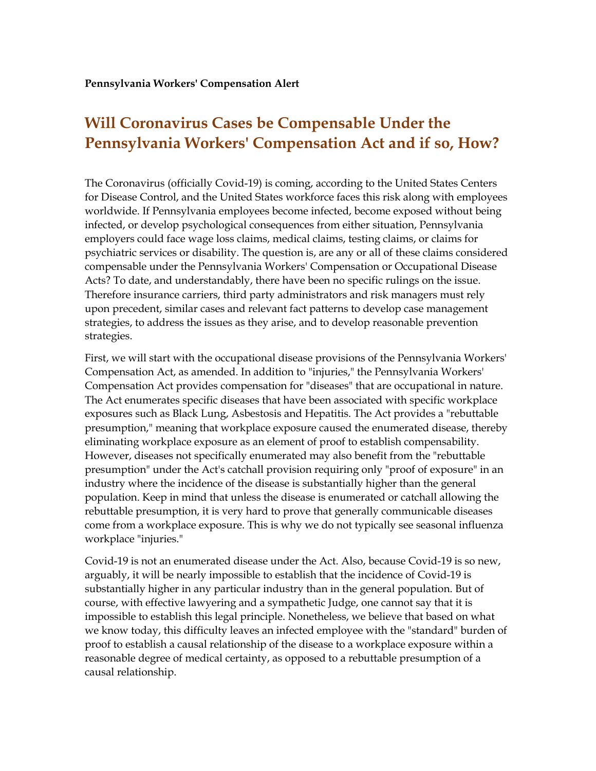**Pennsylvania Workers' Compensation Alert**

# Will Coronavirus Cases be Compensable Under the Pennsylvania Workers' Compensation Act and if so, How?

The Coronavirus (officially Covid-19) is coming, according to the United States Centers for Disease Control, and the United States workforce faces this risk along with employees worldwide. If Pennsylvania employees become infected, become exposed without being infected, or develop psychological consequences from either situation, Pennsylvania employers could face wage loss claims, medical claims, testing claims, or claims for psychiatric services or disability. The question is, are any or all of these claims considered compensable under the Pennsylvania Workers' Compensation or Occupational Disease Acts? To date, and understandably, there have been no specific rulings on the issue. Therefore insurance carriers, third party administrators and risk managers must rely upon precedent, similar cases and relevant fact patterns to develop case management strategies, to address the issues as they arise, and to develop reasonable prevention strategies.

First, we will start with the occupational disease provisions of the Pennsylvania Workers' Compensation Act, as amended. In addition to "injuries," the Pennsylvania Workers' Compensation Act provides compensation for "diseases" that are occupational in nature. The Act enumerates specific diseases that have been associated with specific workplace exposures such as Black Lung, Asbestosis and Hepatitis. The Act provides a "rebuttable presumption," meaning that workplace exposure caused the enumerated disease, thereby eliminating workplace exposure as an element of proof to establish compensability. However, diseases not specifically enumerated may also benefit from the "rebuttable presumption" under the Act's catchall provision requiring only "proof of exposure" in an industry where the incidence of the disease is substantially higher than the general population. Keep in mind that unless the disease is enumerated or catchall allowing the rebuttable presumption, it is very hard to prove that generally communicable diseases come from a workplace exposure. This is why we do not typically see seasonal influenza workplace "injuries."

Covid-19 is not an enumerated disease under the Act. Also, because Covid-19 is so new, arguably, it will be nearly impossible to establish that the incidence of Covid-19 is substantially higher in any particular industry than in the general population. But of course, with effective lawyering and a sympathetic Judge, one cannot say that it is impossible to establish this legal principle. Nonetheless, we believe that based on what we know today, this difficulty leaves an infected employee with the "standard" burden of proof to establish a causal relationship of the disease to a workplace exposure within a reasonable degree of medical certainty, as opposed to a rebuttable presumption of a causal relationship.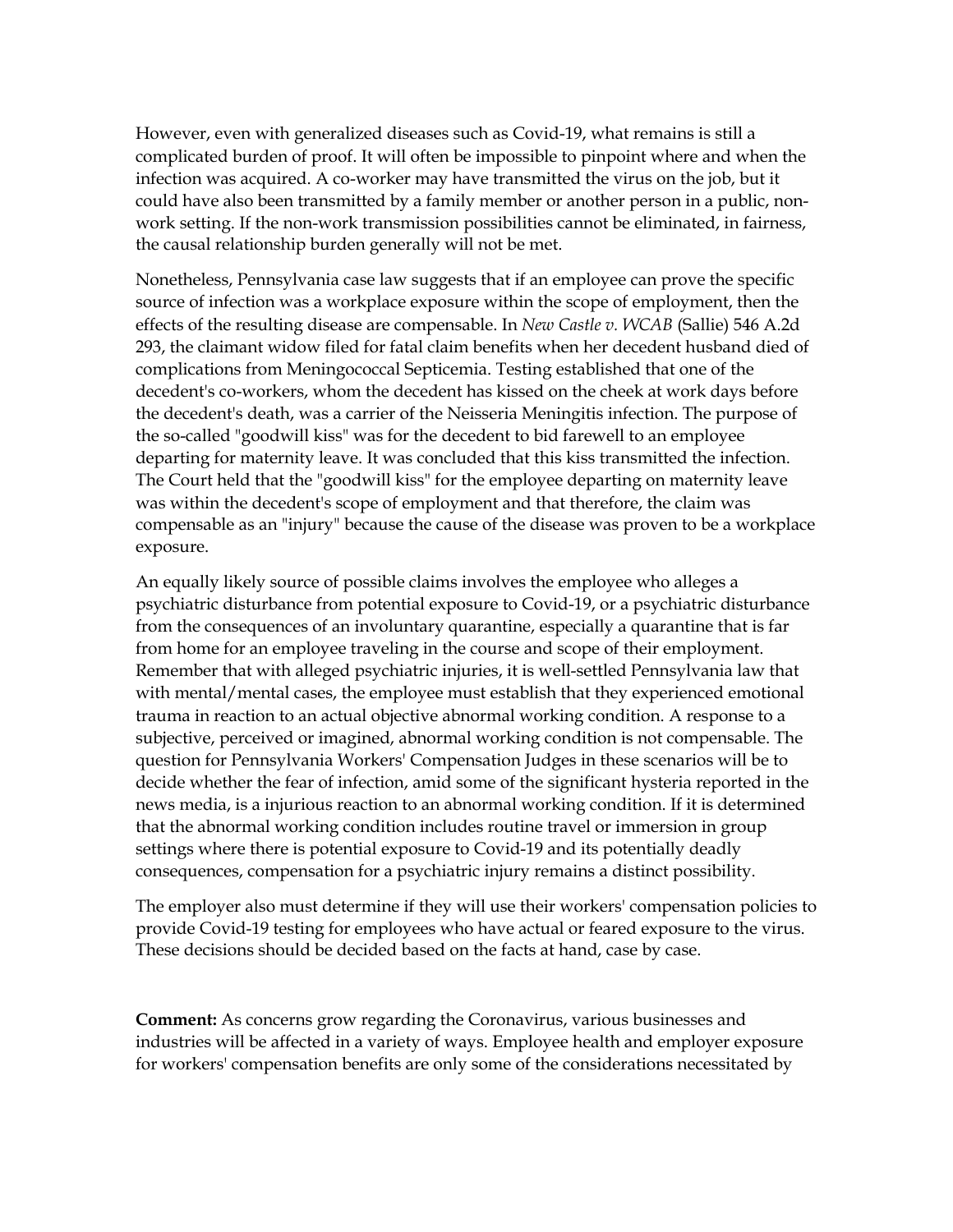However, even with generalized diseases such as Covid-19, what remains is still a complicated burden of proof. It will often be impossible to pinpoint where and when the infection was acquired. A co-worker may have transmitted the virus on the job, but it could have also been transmitted by a family member or another person in a public, non-work setting. If the non-work transmission possibilities cannot be eliminated, in fairness, the causal relationship burden generally will not be met.

Nonetheless, Pennsylvania case law suggests that if an employee can prove the specific source of infection was a workplace exposure within the scope of employment, then the effects of the resulting disease are compensable. In *New Castle v. WCAB* (Sallie) 546 A.2d 293, the claimant widow filed for fatal claim benefits when her decedent husband died of complications from Meningococcal Septicemia. Testing established that one of the decedent's co-workers, whom the decedent has kissed on the cheek at work days before the decedent's death, was a carrier of the Neisseria Meningitis infection. The purpose of the so-called "goodwill kiss" was for the decedent to bid farewell to an employee departing for maternity leave. It was concluded that this kiss transmitted the infection. The Court held that the "goodwill kiss" for the employee departing on maternity leave was within the decedent's scope of employment and that therefore, the claim was compensable as an "injury" because the cause of the disease was proven to be a workplace exposure.

An equally likely source of possible claims involves the employee who alleges a psychiatric disturbance from potential exposure to Covid-19, or a psychiatric disturbance from the consequences of an involuntary quarantine, especially a quarantine that is far from home for an employee traveling in the course and scope of their employment. Remember that with alleged psychiatric injuries, it is well-settled Pennsylvania law that with mental/mental cases, the employee must establish that they experienced emotional trauma in reaction to an actual objective abnormal working condition. A response to a subjective, perceived or imagined, abnormal working condition is not compensable. The question for Pennsylvania Workers' Compensation Judges in these scenarios will be to decide whether the fear of infection, amid some of the significant hysteria reported in the news media, is a injurious reaction to an abnormal working condition. If it is determined that the abnormal working condition includes routine travel or immersion in group settings where there is potential exposure to Covid-19 and its potentially deadly consequences, compensation for a psychiatric injury remains a distinct possibility.

The employer also must determine if they will use their workers' compensation policies to provide Covid-19 testing for employees who have actual or feared exposure to the virus. These decisions should be decided based on the facts at hand, case by case.

**Comment:** As concerns grow regarding the Coronavirus, various businesses and industries will be affected in a variety of ways. Employee health and employer exposure for workers' compensation benefits are only some of the considerations necessitated by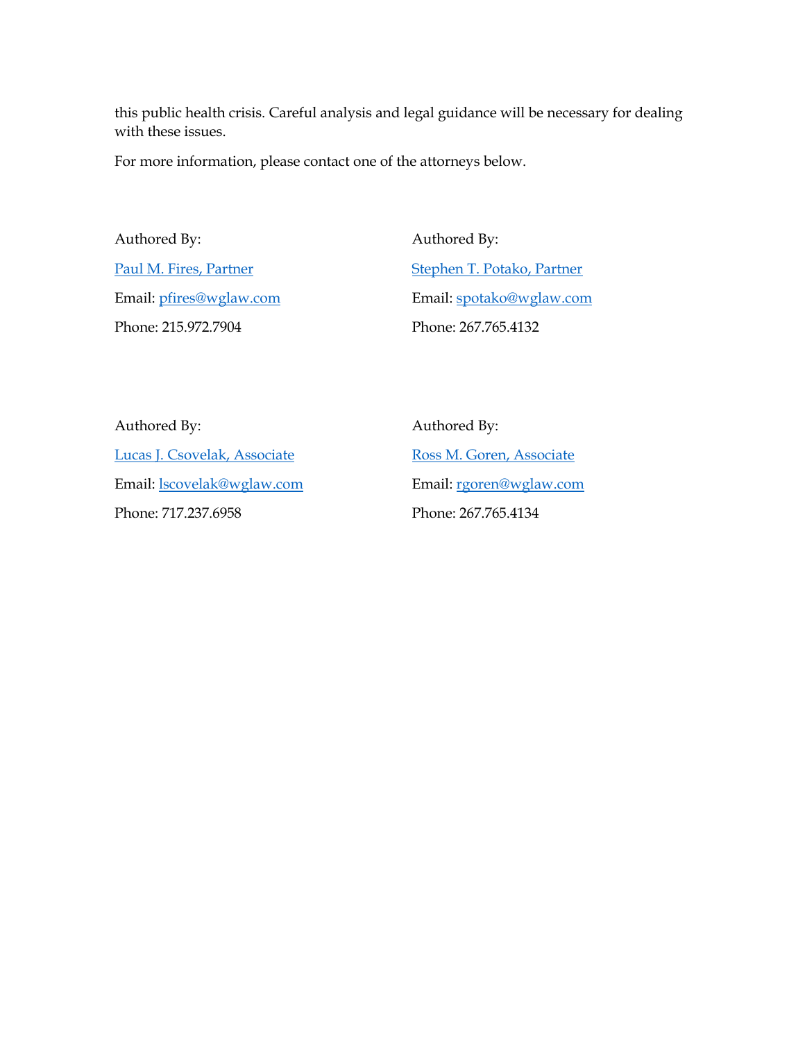this public health crisis. Careful analysis and legal guidance will be necessary for dealing with these issues.

For more information, please contact one of the attorneys below.

Authored By:

Paul M. Fires, Partner

Email: pfires@wglaw.com

Phone: 215.972.7904

Authored By:

Stephen T. Potako, Partner

Email: spotako@wglaw.com

Phone: 267.765.4132

Authored By:

Lucas J. Csovelak, Associate

Email: lscovelak@wglaw.com

Phone: 717.237.6958

Authored By:

Ross M. Goren, Associate

Email: rgoren@wglaw.com

Phone: 267.765.4134